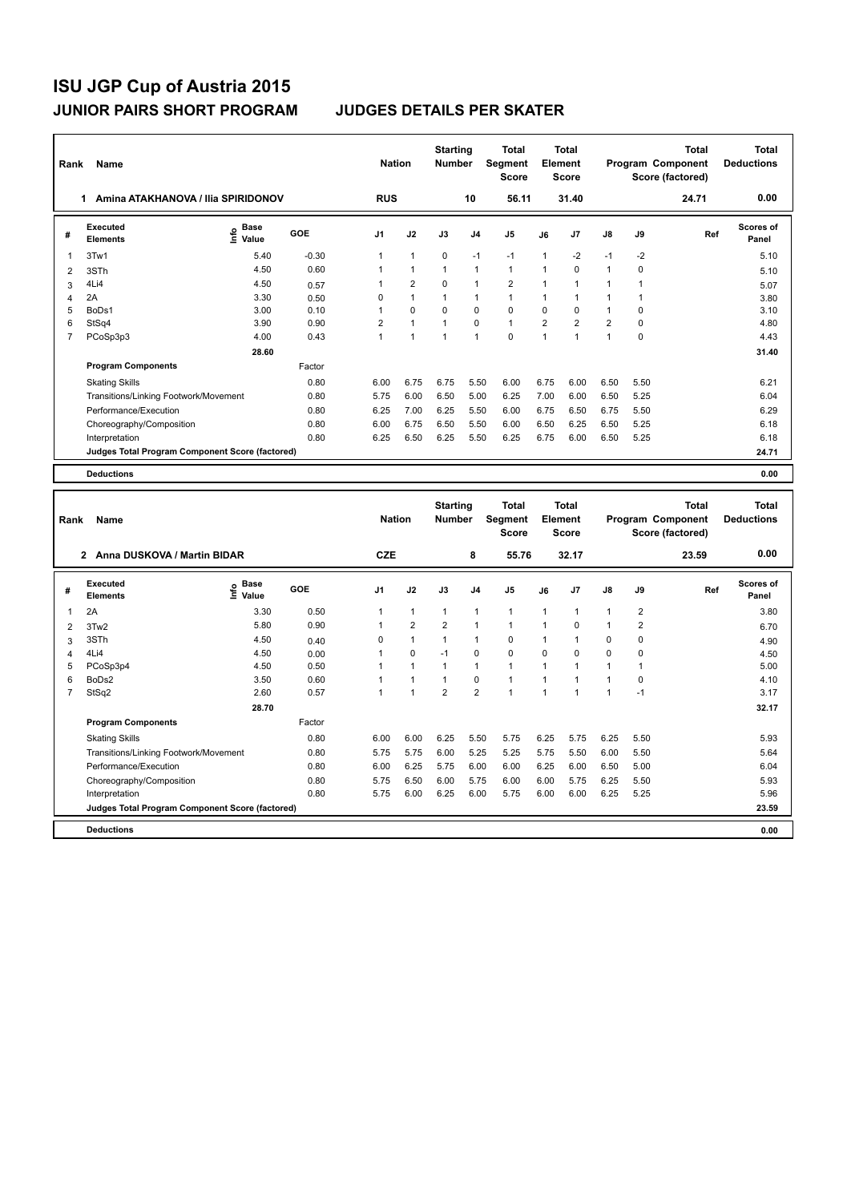# ISU JGP Cup of Austria 2015

## JUNIOR PAIRS SHORT PROGRAM — JUDGES DETAILS PER SKATER

| Rank | Name | Nation | Starting Number | Total Segment Score | Total Element Score | Total Program Component Score (factored) | Total Deductions |
|---|---|---|---|---|---|---|---|
| 1 | Amina ATAKHANOVA / Ilia SPIRIDONOV | RUS | 10 | 56.11 | 31.40 | 24.71 | 0.00 |

| # | Executed Elements | Info | Base Value | GOE | J1 | J2 | J3 | J4 | J5 | J6 | J7 | J8 | J9 | Ref | Scores of Panel |
|---|---|---|---|---|---|---|---|---|---|---|---|---|---|---|---|
| 1 | 3Tw1 | | 5.40 | -0.30 | 1 | 1 | 0 | -1 | -1 | 1 | -2 | -1 | -2 | | 5.10 |
| 2 | 3STh | | 4.50 | 0.60 | 1 | 1 | 1 | 1 | 1 | 1 | 0 | 1 | 0 | | 5.10 |
| 3 | 4Li4 | | 4.50 | 0.57 | 1 | 2 | 0 | 1 | 2 | 1 | 1 | 1 | 1 | | 5.07 |
| 4 | 2A | | 3.30 | 0.50 | 0 | 1 | 1 | 1 | 1 | 1 | 1 | 1 | 1 | | 3.80 |
| 5 | BoDs1 | | 3.00 | 0.10 | 1 | 0 | 0 | 0 | 0 | 0 | 0 | 1 | 0 | | 3.10 |
| 6 | StSq4 | | 3.90 | 0.90 | 2 | 1 | 1 | 0 | 1 | 2 | 2 | 2 | 0 | | 4.80 |
| 7 | PCoSp3p3 | | 4.00 | 0.43 | 1 | 1 | 1 | 1 | 0 | 1 | 1 | 1 | 0 | | 4.43 |
| | | | 28.60 | | | | | | | | | | | | 31.40 |

| Program Components | Factor | J1 | J2 | J3 | J4 | J5 | J6 | J7 | J8 | J9 | Scores of Panel |
|---|---|---|---|---|---|---|---|---|---|---|---|
| Skating Skills | 0.80 | 6.00 | 6.75 | 6.75 | 5.50 | 6.00 | 6.75 | 6.00 | 6.50 | 5.50 | 6.21 |
| Transitions/Linking Footwork/Movement | 0.80 | 5.75 | 6.00 | 6.50 | 5.00 | 6.25 | 7.00 | 6.00 | 6.50 | 5.25 | 6.04 |
| Performance/Execution | 0.80 | 6.25 | 7.00 | 6.25 | 5.50 | 6.00 | 6.75 | 6.50 | 6.75 | 5.50 | 6.29 |
| Choreography/Composition | 0.80 | 6.00 | 6.75 | 6.50 | 5.50 | 6.00 | 6.50 | 6.25 | 6.50 | 5.25 | 6.18 |
| Interpretation | 0.80 | 6.25 | 6.50 | 6.25 | 5.50 | 6.25 | 6.75 | 6.00 | 6.50 | 5.25 | 6.18 |
| Judges Total Program Component Score (factored) | | | | | | | | | | | 24.71 |

**Deductions** 0.00

| Rank | Name | Nation | Starting Number | Total Segment Score | Total Element Score | Total Program Component Score (factored) | Total Deductions |
|---|---|---|---|---|---|---|---|
| 2 | Anna DUSKOVA / Martin BIDAR | CZE | 8 | 55.76 | 32.17 | 23.59 | 0.00 |

| # | Executed Elements | Info | Base Value | GOE | J1 | J2 | J3 | J4 | J5 | J6 | J7 | J8 | J9 | Ref | Scores of Panel |
|---|---|---|---|---|---|---|---|---|---|---|---|---|---|---|---|
| 1 | 2A | | 3.30 | 0.50 | 1 | 1 | 1 | 1 | 1 | 1 | 1 | 1 | 2 | | 3.80 |
| 2 | 3Tw2 | | 5.80 | 0.90 | 1 | 2 | 2 | 1 | 1 | 1 | 0 | 1 | 2 | | 6.70 |
| 3 | 3STh | | 4.50 | 0.40 | 0 | 1 | 1 | 1 | 0 | 1 | 1 | 0 | 0 | | 4.90 |
| 4 | 4Li4 | | 4.50 | 0.00 | 1 | 0 | -1 | 0 | 0 | 0 | 0 | 0 | 0 | | 4.50 |
| 5 | PCoSp3p4 | | 4.50 | 0.50 | 1 | 1 | 1 | 1 | 1 | 1 | 1 | 1 | 1 | | 5.00 |
| 6 | BoDs2 | | 3.50 | 0.60 | 1 | 1 | 1 | 0 | 1 | 1 | 1 | 1 | 0 | | 4.10 |
| 7 | StSq2 | | 2.60 | 0.57 | 1 | 1 | 2 | 2 | 1 | 1 | 1 | 1 | -1 | | 3.17 |
| | | | 28.70 | | | | | | | | | | | | 32.17 |

| Program Components | Factor | J1 | J2 | J3 | J4 | J5 | J6 | J7 | J8 | J9 | Scores of Panel |
|---|---|---|---|---|---|---|---|---|---|---|---|
| Skating Skills | 0.80 | 6.00 | 6.00 | 6.25 | 5.50 | 5.75 | 6.25 | 5.75 | 6.25 | 5.50 | 5.93 |
| Transitions/Linking Footwork/Movement | 0.80 | 5.75 | 5.75 | 6.00 | 5.25 | 5.25 | 5.75 | 5.50 | 6.00 | 5.50 | 5.64 |
| Performance/Execution | 0.80 | 6.00 | 6.25 | 5.75 | 6.00 | 6.00 | 6.25 | 6.00 | 6.50 | 5.00 | 6.04 |
| Choreography/Composition | 0.80 | 5.75 | 6.50 | 6.00 | 5.75 | 6.00 | 6.00 | 5.75 | 6.25 | 5.50 | 5.93 |
| Interpretation | 0.80 | 5.75 | 6.00 | 6.25 | 6.00 | 5.75 | 6.00 | 6.00 | 6.25 | 5.25 | 5.96 |
| Judges Total Program Component Score (factored) | | | | | | | | | | | 23.59 |

**Deductions** 0.00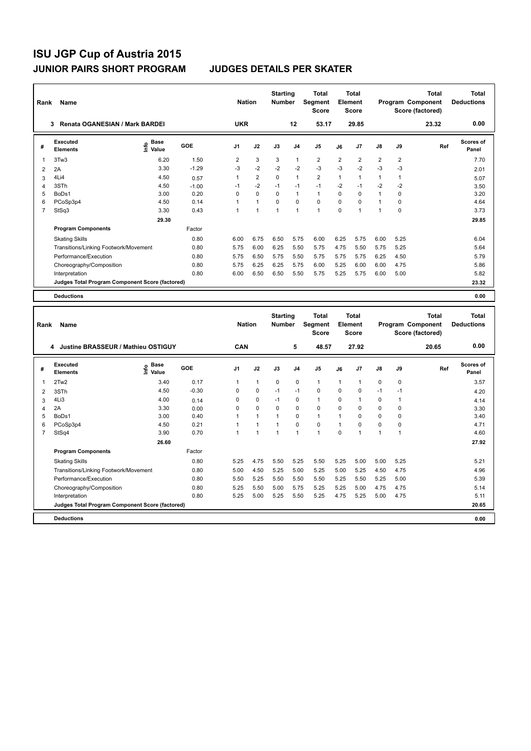# ISU JGP Cup of Austria 2015

## JUNIOR PAIRS SHORT PROGRAM — JUDGES DETAILS PER SKATER

| Rank | Name | Nation | Starting Number | Total Segment Score | Total Element Score | Total Program Component Score (factored) | Total Deductions |
|---|---|---|---|---|---|---|---|
| 3 | Renata OGANESIAN / Mark BARDEI | UKR | 12 | 53.17 | 29.85 | 23.32 | 0.00 |

| # | Executed Elements | Info | Base Value | GOE | J1 | J2 | J3 | J4 | J5 | J6 | J7 | J8 | J9 | Ref | Scores of Panel |
|---|---|---|---|---|---|---|---|---|---|---|---|---|---|---|---|
| 1 | 3Tw3 | | 6.20 | 1.50 | 2 | 3 | 3 | 1 | 2 | 2 | 2 | 2 | 2 | | 7.70 |
| 2 | 2A | | 3.30 | -1.29 | -3 | -2 | -2 | -2 | -3 | -3 | -2 | -3 | -3 | | 2.01 |
| 3 | 4Li4 | | 4.50 | 0.57 | 1 | 2 | 0 | 1 | 2 | 1 | 1 | 1 | 1 | | 5.07 |
| 4 | 3STh | | 4.50 | -1.00 | -1 | -2 | -1 | -1 | -1 | -2 | -1 | -2 | -2 | | 3.50 |
| 5 | BoDs1 | | 3.00 | 0.20 | 0 | 0 | 0 | 1 | 1 | 0 | 0 | 1 | 0 | | 3.20 |
| 6 | PCoSp3p4 | | 4.50 | 0.14 | 1 | 1 | 0 | 0 | 0 | 0 | 0 | 1 | 0 | | 4.64 |
| 7 | StSq3 | | 3.30 | 0.43 | 1 | 1 | 1 | 1 | 1 | 0 | 1 | 1 | 0 | | 3.73 |
| | | | 29.30 | | | | | | | | | | | | 29.85 |

| Program Components | Factor | J1 | J2 | J3 | J4 | J5 | J6 | J7 | J8 | J9 | Scores of Panel |
|---|---|---|---|---|---|---|---|---|---|---|---|
| Skating Skills | 0.80 | 6.00 | 6.75 | 6.50 | 5.75 | 6.00 | 6.25 | 5.75 | 6.00 | 5.25 | 6.04 |
| Transitions/Linking Footwork/Movement | 0.80 | 5.75 | 6.00 | 6.25 | 5.50 | 5.75 | 4.75 | 5.50 | 5.75 | 5.25 | 5.64 |
| Performance/Execution | 0.80 | 5.75 | 6.50 | 5.75 | 5.50 | 5.75 | 5.75 | 5.75 | 6.25 | 4.50 | 5.79 |
| Choreography/Composition | 0.80 | 5.75 | 6.25 | 6.25 | 5.75 | 6.00 | 5.25 | 6.00 | 6.00 | 4.75 | 5.86 |
| Interpretation | 0.80 | 6.00 | 6.50 | 6.50 | 5.50 | 5.75 | 5.25 | 5.75 | 6.00 | 5.00 | 5.82 |
| Judges Total Program Component Score (factored) | | | | | | | | | | | 23.32 |

| Deductions | 0.00 |
|---|---|

| Rank | Name | Nation | Starting Number | Total Segment Score | Total Element Score | Total Program Component Score (factored) | Total Deductions |
|---|---|---|---|---|---|---|---|
| 4 | Justine BRASSEUR / Mathieu OSTIGUY | CAN | 5 | 48.57 | 27.92 | 20.65 | 0.00 |

| # | Executed Elements | Info | Base Value | GOE | J1 | J2 | J3 | J4 | J5 | J6 | J7 | J8 | J9 | Ref | Scores of Panel |
|---|---|---|---|---|---|---|---|---|---|---|---|---|---|---|---|
| 1 | 2Tw2 | | 3.40 | 0.17 | 1 | 1 | 0 | 0 | 1 | 1 | 1 | 0 | 0 | | 3.57 |
| 2 | 3STh | | 4.50 | -0.30 | 0 | 0 | -1 | -1 | 0 | 0 | 0 | -1 | -1 | | 4.20 |
| 3 | 4Li3 | | 4.00 | 0.14 | 0 | 0 | -1 | 0 | 1 | 0 | 1 | 0 | 1 | | 4.14 |
| 4 | 2A | | 3.30 | 0.00 | 0 | 0 | 0 | 0 | 0 | 0 | 0 | 0 | 0 | | 3.30 |
| 5 | BoDs1 | | 3.00 | 0.40 | 1 | 1 | 1 | 0 | 1 | 1 | 0 | 0 | 0 | | 3.40 |
| 6 | PCoSp3p4 | | 4.50 | 0.21 | 1 | 1 | 1 | 0 | 0 | 1 | 0 | 0 | 0 | | 4.71 |
| 7 | StSq4 | | 3.90 | 0.70 | 1 | 1 | 1 | 1 | 1 | 0 | 1 | 1 | 1 | | 4.60 |
| | | | 26.60 | | | | | | | | | | | | 27.92 |

| Program Components | Factor | J1 | J2 | J3 | J4 | J5 | J6 | J7 | J8 | J9 | Scores of Panel |
|---|---|---|---|---|---|---|---|---|---|---|---|
| Skating Skills | 0.80 | 5.25 | 4.75 | 5.50 | 5.25 | 5.50 | 5.25 | 5.00 | 5.00 | 5.25 | 5.21 |
| Transitions/Linking Footwork/Movement | 0.80 | 5.00 | 4.50 | 5.25 | 5.00 | 5.25 | 5.00 | 5.25 | 4.50 | 4.75 | 4.96 |
| Performance/Execution | 0.80 | 5.50 | 5.25 | 5.50 | 5.50 | 5.50 | 5.25 | 5.50 | 5.25 | 5.00 | 5.39 |
| Choreography/Composition | 0.80 | 5.25 | 5.50 | 5.00 | 5.75 | 5.25 | 5.25 | 5.00 | 4.75 | 4.75 | 5.14 |
| Interpretation | 0.80 | 5.25 | 5.00 | 5.25 | 5.50 | 5.25 | 4.75 | 5.25 | 5.00 | 4.75 | 5.11 |
| Judges Total Program Component Score (factored) | | | | | | | | | | | 20.65 |

| Deductions | 0.00 |
|---|---|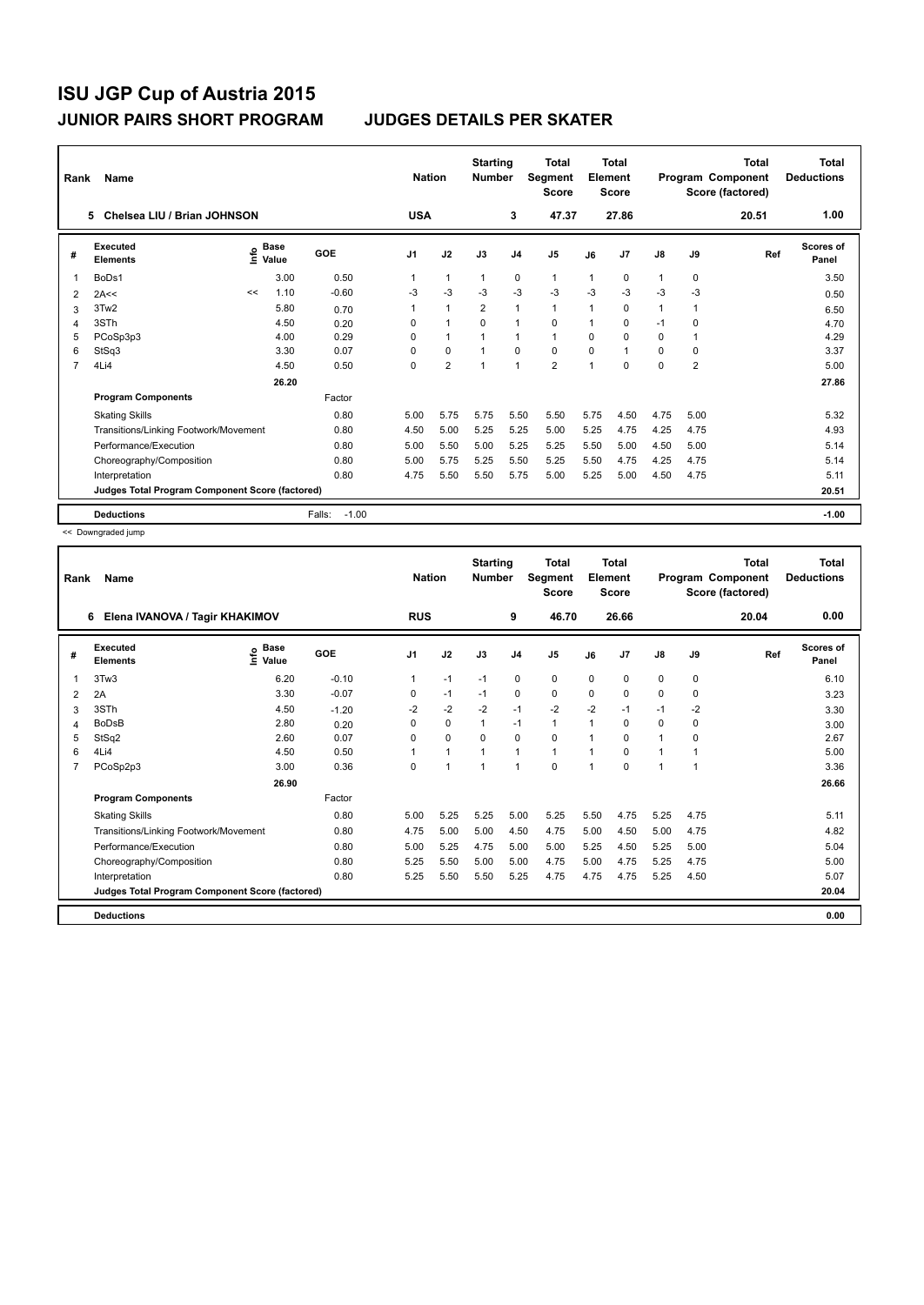# ISU JGP Cup of Austria 2015

## JUNIOR PAIRS SHORT PROGRAM — JUDGES DETAILS PER SKATER

| Rank | Name | Nation | Starting Number | Total Segment Score | Total Element Score | Total Program Component Score (factored) | Total Deductions |
|---|---|---|---|---|---|---|---|
| 5 | Chelsea LIU / Brian JOHNSON | USA | 3 | 47.37 | 27.86 | 20.51 | 1.00 |

| # | Executed Elements | Info | Base Value | GOE | J1 | J2 | J3 | J4 | J5 | J6 | J7 | J8 | J9 | Ref | Scores of Panel |
|---|---|---|---|---|---|---|---|---|---|---|---|---|---|---|---|
| 1 | BoDs1 | | 3.00 | 0.50 | 1 | 1 | 1 | 0 | 1 | 1 | 0 | 1 | 0 | | 3.50 |
| 2 | 2A<< | << | 1.10 | -0.60 | -3 | -3 | -3 | -3 | -3 | -3 | -3 | -3 | -3 | | 0.50 |
| 3 | 3Tw2 | | 5.80 | 0.70 | 1 | 1 | 2 | 1 | 1 | 1 | 0 | 1 | 1 | | 6.50 |
| 4 | 3STh | | 4.50 | 0.20 | 0 | 1 | 0 | 1 | 0 | 1 | 0 | -1 | 0 | | 4.70 |
| 5 | PCoSp3p3 | | 4.00 | 0.29 | 0 | 1 | 1 | 1 | 1 | 0 | 0 | 0 | 1 | | 4.29 |
| 6 | StSq3 | | 3.30 | 0.07 | 0 | 0 | 1 | 0 | 0 | 0 | 1 | 0 | 0 | | 3.37 |
| 7 | 4Li4 | | 4.50 | 0.50 | 0 | 2 | 1 | 1 | 2 | 1 | 0 | 0 | 2 | | 5.00 |
| | | | 26.20 | | | | | | | | | | | | 27.86 |
| | **Program Components** | | | Factor | | | | | | | | | | | |
| | Skating Skills | | | 0.80 | 5.00 | 5.75 | 5.75 | 5.50 | 5.50 | 5.75 | 4.50 | 4.75 | 5.00 | | 5.32 |
| | Transitions/Linking Footwork/Movement | | | 0.80 | 4.50 | 5.00 | 5.25 | 5.25 | 5.00 | 5.25 | 4.75 | 4.25 | 4.75 | | 4.93 |
| | Performance/Execution | | | 0.80 | 5.00 | 5.50 | 5.00 | 5.25 | 5.25 | 5.50 | 5.00 | 4.50 | 5.00 | | 5.14 |
| | Choreography/Composition | | | 0.80 | 5.00 | 5.75 | 5.25 | 5.50 | 5.25 | 5.50 | 4.75 | 4.25 | 4.75 | | 5.14 |
| | Interpretation | | | 0.80 | 4.75 | 5.50 | 5.50 | 5.75 | 5.00 | 5.25 | 5.00 | 4.50 | 4.75 | | 5.11 |
| | Judges Total Program Component Score (factored) | | | | | | | | | | | | | | 20.51 |
| | **Deductions** | | | Falls: -1.00 | | | | | | | | | | | -1.00 |

<< Downgraded jump

| Rank | Name | Nation | Starting Number | Total Segment Score | Total Element Score | Total Program Component Score (factored) | Total Deductions |
|---|---|---|---|---|---|---|---|
| 6 | Elena IVANOVA / Tagir KHAKIMOV | RUS | 9 | 46.70 | 26.66 | 20.04 | 0.00 |

| # | Executed Elements | Info | Base Value | GOE | J1 | J2 | J3 | J4 | J5 | J6 | J7 | J8 | J9 | Ref | Scores of Panel |
|---|---|---|---|---|---|---|---|---|---|---|---|---|---|---|---|
| 1 | 3Tw3 | | 6.20 | -0.10 | 1 | -1 | -1 | 0 | 0 | 0 | 0 | 0 | 0 | | 6.10 |
| 2 | 2A | | 3.30 | -0.07 | 0 | -1 | -1 | 0 | 0 | 0 | 0 | 0 | 0 | | 3.23 |
| 3 | 3STh | | 4.50 | -1.20 | -2 | -2 | -2 | -1 | -2 | -2 | -1 | -1 | -2 | | 3.30 |
| 4 | BoDsB | | 2.80 | 0.20 | 0 | 0 | 1 | -1 | 1 | 1 | 0 | 0 | 0 | | 3.00 |
| 5 | StSq2 | | 2.60 | 0.07 | 0 | 0 | 0 | 0 | 0 | 1 | 0 | 1 | 0 | | 2.67 |
| 6 | 4Li4 | | 4.50 | 0.50 | 1 | 1 | 1 | 1 | 1 | 1 | 0 | 1 | 1 | | 5.00 |
| 7 | PCoSp2p3 | | 3.00 | 0.36 | 0 | 1 | 1 | 1 | 0 | 1 | 0 | 1 | 1 | | 3.36 |
| | | | 26.90 | | | | | | | | | | | | 26.66 |
| | **Program Components** | | | Factor | | | | | | | | | | | |
| | Skating Skills | | | 0.80 | 5.00 | 5.25 | 5.25 | 5.00 | 5.25 | 5.50 | 4.75 | 5.25 | 4.75 | | 5.11 |
| | Transitions/Linking Footwork/Movement | | | 0.80 | 4.75 | 5.00 | 5.00 | 4.50 | 4.75 | 5.00 | 4.50 | 5.00 | 4.75 | | 4.82 |
| | Performance/Execution | | | 0.80 | 5.00 | 5.25 | 4.75 | 5.00 | 5.00 | 5.25 | 4.50 | 5.25 | 5.00 | | 5.04 |
| | Choreography/Composition | | | 0.80 | 5.25 | 5.50 | 5.00 | 5.00 | 4.75 | 5.00 | 4.75 | 5.25 | 4.75 | | 5.00 |
| | Interpretation | | | 0.80 | 5.25 | 5.50 | 5.50 | 5.25 | 4.75 | 4.75 | 4.75 | 5.25 | 4.50 | | 5.07 |
| | Judges Total Program Component Score (factored) | | | | | | | | | | | | | | 20.04 |
| | **Deductions** | | | | | | | | | | | | | | 0.00 |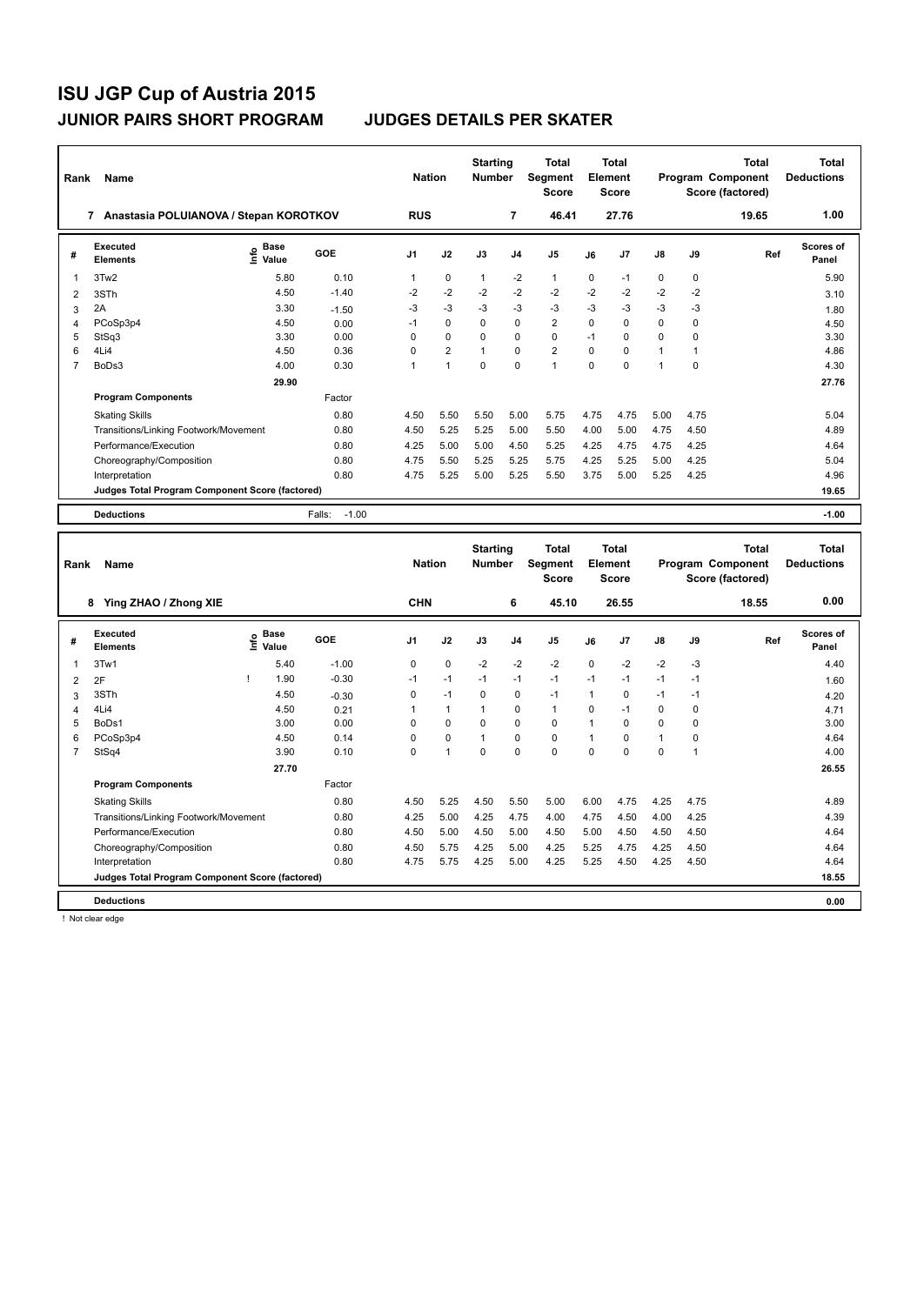# ISU JGP Cup of Austria 2015

## JUNIOR PAIRS SHORT PROGRAM — JUDGES DETAILS PER SKATER

| Rank | Name | Nation | Starting Number | Total Segment Score | Total Element Score | Total Program Component Score (factored) | Total Deductions |
|---|---|---|---|---|---|---|---|
| 7 | Anastasia POLUIANOVA / Stepan KOROTKOV | RUS | 7 | 46.41 | 27.76 | 19.65 | 1.00 |

| # | Executed Elements | Info | Base Value | GOE | J1 | J2 | J3 | J4 | J5 | J6 | J7 | J8 | J9 | Ref | Scores of Panel |
|---|---|---|---|---|---|---|---|---|---|---|---|---|---|---|---|
| 1 | 3Tw2 | | 5.80 | 0.10 | 1 | 0 | 1 | -2 | 1 | 0 | -1 | 0 | 0 | | 5.90 |
| 2 | 3STh | | 4.50 | -1.40 | -2 | -2 | -2 | -2 | -2 | -2 | -2 | -2 | -2 | | 3.10 |
| 3 | 2A | | 3.30 | -1.50 | -3 | -3 | -3 | -3 | -3 | -3 | -3 | -3 | -3 | | 1.80 |
| 4 | PCoSp3p4 | | 4.50 | 0.00 | -1 | 0 | 0 | 0 | 2 | 0 | 0 | 0 | 0 | | 4.50 |
| 5 | StSq3 | | 3.30 | 0.00 | 0 | 0 | 0 | 0 | 0 | -1 | 0 | 0 | 0 | | 3.30 |
| 6 | 4Li4 | | 4.50 | 0.36 | 0 | 2 | 1 | 0 | 2 | 0 | 0 | 1 | 1 | | 4.86 |
| 7 | BoDs3 | | 4.00 | 0.30 | 1 | 1 | 0 | 0 | 1 | 0 | 0 | 1 | 0 | | 4.30 |
| | | | 29.90 | | | | | | | | | | | | 27.76 |

| Program Components | Factor | J1 | J2 | J3 | J4 | J5 | J6 | J7 | J8 | J9 | Scores of Panel |
|---|---|---|---|---|---|---|---|---|---|---|---|
| Skating Skills | 0.80 | 4.50 | 5.50 | 5.50 | 5.00 | 5.75 | 4.75 | 4.75 | 5.00 | 4.75 | 5.04 |
| Transitions/Linking Footwork/Movement | 0.80 | 4.50 | 5.25 | 5.25 | 5.00 | 5.50 | 4.00 | 5.00 | 4.75 | 4.50 | 4.89 |
| Performance/Execution | 0.80 | 4.25 | 5.00 | 5.00 | 4.50 | 5.25 | 4.25 | 4.75 | 4.75 | 4.25 | 4.64 |
| Choreography/Composition | 0.80 | 4.75 | 5.50 | 5.25 | 5.25 | 5.75 | 4.25 | 5.25 | 5.00 | 4.25 | 5.04 |
| Interpretation | 0.80 | 4.75 | 5.25 | 5.00 | 5.25 | 5.50 | 3.75 | 5.00 | 5.25 | 4.25 | 4.96 |
| Judges Total Program Component Score (factored) | | | | | | | | | | | 19.65 |

| Deductions | Falls: -1.00 | -1.00 |
|---|---|---|

| Rank | Name | Nation | Starting Number | Total Segment Score | Total Element Score | Total Program Component Score (factored) | Total Deductions |
|---|---|---|---|---|---|---|---|
| 8 | Ying ZHAO / Zhong XIE | CHN | 6 | 45.10 | 26.55 | 18.55 | 0.00 |

| # | Executed Elements | Info | Base Value | GOE | J1 | J2 | J3 | J4 | J5 | J6 | J7 | J8 | J9 | Ref | Scores of Panel |
|---|---|---|---|---|---|---|---|---|---|---|---|---|---|---|---|
| 1 | 3Tw1 | | 5.40 | -1.00 | 0 | 0 | -2 | -2 | -2 | 0 | -2 | -2 | -3 | | 4.40 |
| 2 | 2F | ! | 1.90 | -0.30 | -1 | -1 | -1 | -1 | -1 | -1 | -1 | -1 | -1 | | 1.60 |
| 3 | 3STh | | 4.50 | -0.30 | 0 | -1 | 0 | 0 | -1 | 1 | 0 | -1 | -1 | | 4.20 |
| 4 | 4Li4 | | 4.50 | 0.21 | 1 | 1 | 1 | 0 | 1 | 0 | -1 | 0 | 0 | | 4.71 |
| 5 | BoDs1 | | 3.00 | 0.00 | 0 | 0 | 0 | 0 | 0 | 1 | 0 | 0 | 0 | | 3.00 |
| 6 | PCoSp3p4 | | 4.50 | 0.14 | 0 | 0 | 1 | 0 | 0 | 1 | 0 | 1 | 0 | | 4.64 |
| 7 | StSq4 | | 3.90 | 0.10 | 0 | 1 | 0 | 0 | 0 | 0 | 0 | 0 | 1 | | 4.00 |
| | | | 27.70 | | | | | | | | | | | | 26.55 |

| Program Components | Factor | J1 | J2 | J3 | J4 | J5 | J6 | J7 | J8 | J9 | Scores of Panel |
|---|---|---|---|---|---|---|---|---|---|---|---|
| Skating Skills | 0.80 | 4.50 | 5.25 | 4.50 | 5.50 | 5.00 | 6.00 | 4.75 | 4.25 | 4.75 | 4.89 |
| Transitions/Linking Footwork/Movement | 0.80 | 4.25 | 5.00 | 4.25 | 4.75 | 4.00 | 4.75 | 4.50 | 4.00 | 4.25 | 4.39 |
| Performance/Execution | 0.80 | 4.50 | 5.00 | 4.50 | 5.00 | 4.50 | 5.00 | 4.50 | 4.50 | 4.50 | 4.64 |
| Choreography/Composition | 0.80 | 4.50 | 5.75 | 4.25 | 5.00 | 4.25 | 5.25 | 4.75 | 4.25 | 4.50 | 4.64 |
| Interpretation | 0.80 | 4.75 | 5.75 | 4.25 | 5.00 | 4.25 | 5.25 | 4.50 | 4.25 | 4.50 | 4.64 |
| Judges Total Program Component Score (factored) | | | | | | | | | | | 18.55 |

| Deductions | | 0.00 |
|---|---|---|

! Not clear edge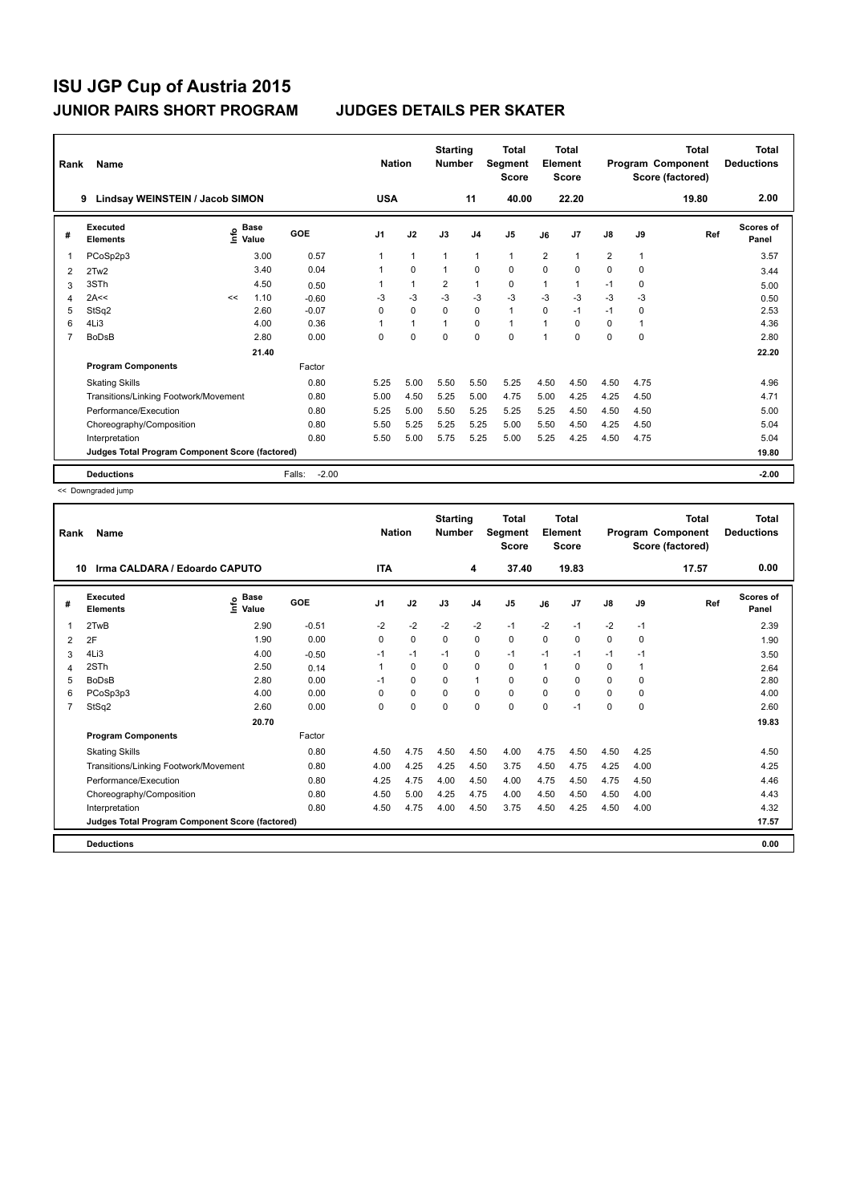# ISU JGP Cup of Austria 2015

## JUNIOR PAIRS SHORT PROGRAM — JUDGES DETAILS PER SKATER

| Rank | Name | Nation | Starting Number | Total Segment Score | Total Element Score | Total Program Component Score (factored) | Total Deductions |
|---|---|---|---|---|---|---|---|
| 9 | Lindsay WEINSTEIN / Jacob SIMON | USA | 11 | 40.00 | 22.20 | 19.80 | 2.00 |

| # | Executed Elements | Info | Base Value | GOE | J1 | J2 | J3 | J4 | J5 | J6 | J7 | J8 | J9 | Ref | Scores of Panel |
|---|---|---|---|---|---|---|---|---|---|---|---|---|---|---|---|
| 1 | PCoSp2p3 | | 3.00 | 0.57 | 1 | 1 | 1 | 1 | 1 | 2 | 1 | 2 | 1 | | 3.57 |
| 2 | 2Tw2 | | 3.40 | 0.04 | 1 | 0 | 1 | 0 | 0 | 0 | 0 | 0 | 0 | | 3.44 |
| 3 | 3STh | | 4.50 | 0.50 | 1 | 1 | 2 | 1 | 0 | 1 | 1 | -1 | 0 | | 5.00 |
| 4 | 2A<< | << | 1.10 | -0.60 | -3 | -3 | -3 | -3 | -3 | -3 | -3 | -3 | -3 | | 0.50 |
| 5 | StSq2 | | 2.60 | -0.07 | 0 | 0 | 0 | 0 | 1 | 0 | -1 | -1 | 0 | | 2.53 |
| 6 | 4Li3 | | 4.00 | 0.36 | 1 | 1 | 1 | 0 | 1 | 1 | 0 | 0 | 1 | | 4.36 |
| 7 | BoDsB | | 2.80 | 0.00 | 0 | 0 | 0 | 0 | 0 | 1 | 0 | 0 | 0 | | 2.80 |
| | | | 21.40 | | | | | | | | | | | | 22.20 |
| | **Program Components** | | | Factor | | | | | | | | | | | |
| | Skating Skills | | | 0.80 | 5.25 | 5.00 | 5.50 | 5.50 | 5.25 | 4.50 | 4.50 | 4.50 | 4.75 | | 4.96 |
| | Transitions/Linking Footwork/Movement | | | 0.80 | 5.00 | 4.50 | 5.25 | 5.00 | 4.75 | 5.00 | 4.25 | 4.25 | 4.50 | | 4.71 |
| | Performance/Execution | | | 0.80 | 5.25 | 5.00 | 5.50 | 5.25 | 5.25 | 5.25 | 4.50 | 4.50 | 4.50 | | 5.00 |
| | Choreography/Composition | | | 0.80 | 5.50 | 5.25 | 5.25 | 5.25 | 5.00 | 5.50 | 4.50 | 4.25 | 4.50 | | 5.04 |
| | Interpretation | | | 0.80 | 5.50 | 5.00 | 5.75 | 5.25 | 5.00 | 5.25 | 4.25 | 4.50 | 4.75 | | 5.04 |
| | Judges Total Program Component Score (factored) | | | | | | | | | | | | | | 19.80 |
| | **Deductions** | | | Falls: -2.00 | | | | | | | | | | | -2.00 |

<< Downgraded jump

| Rank | Name | Nation | Starting Number | Total Segment Score | Total Element Score | Total Program Component Score (factored) | Total Deductions |
|---|---|---|---|---|---|---|---|
| 10 | Irma CALDARA / Edoardo CAPUTO | ITA | 4 | 37.40 | 19.83 | 17.57 | 0.00 |

| # | Executed Elements | Info | Base Value | GOE | J1 | J2 | J3 | J4 | J5 | J6 | J7 | J8 | J9 | Ref | Scores of Panel |
|---|---|---|---|---|---|---|---|---|---|---|---|---|---|---|---|
| 1 | 2TwB | | 2.90 | -0.51 | -2 | -2 | -2 | -2 | -1 | -2 | -1 | -2 | -1 | | 2.39 |
| 2 | 2F | | 1.90 | 0.00 | 0 | 0 | 0 | 0 | 0 | 0 | 0 | 0 | 0 | | 1.90 |
| 3 | 4Li3 | | 4.00 | -0.50 | -1 | -1 | -1 | 0 | -1 | -1 | -1 | -1 | -1 | | 3.50 |
| 4 | 2STh | | 2.50 | 0.14 | 1 | 0 | 0 | 0 | 0 | 1 | 0 | 0 | 1 | | 2.64 |
| 5 | BoDsB | | 2.80 | 0.00 | -1 | 0 | 0 | 1 | 0 | 0 | 0 | 0 | 0 | | 2.80 |
| 6 | PCoSp3p3 | | 4.00 | 0.00 | 0 | 0 | 0 | 0 | 0 | 0 | 0 | 0 | 0 | | 4.00 |
| 7 | StSq2 | | 2.60 | 0.00 | 0 | 0 | 0 | 0 | 0 | 0 | -1 | 0 | 0 | | 2.60 |
| | | | 20.70 | | | | | | | | | | | | 19.83 |
| | **Program Components** | | | Factor | | | | | | | | | | | |
| | Skating Skills | | | 0.80 | 4.50 | 4.75 | 4.50 | 4.50 | 4.00 | 4.75 | 4.50 | 4.50 | 4.25 | | 4.50 |
| | Transitions/Linking Footwork/Movement | | | 0.80 | 4.00 | 4.25 | 4.25 | 4.50 | 3.75 | 4.50 | 4.75 | 4.25 | 4.00 | | 4.25 |
| | Performance/Execution | | | 0.80 | 4.25 | 4.75 | 4.00 | 4.50 | 4.00 | 4.75 | 4.50 | 4.75 | 4.50 | | 4.46 |
| | Choreography/Composition | | | 0.80 | 4.50 | 5.00 | 4.25 | 4.75 | 4.00 | 4.50 | 4.50 | 4.50 | 4.00 | | 4.43 |
| | Interpretation | | | 0.80 | 4.50 | 4.75 | 4.00 | 4.50 | 3.75 | 4.50 | 4.25 | 4.50 | 4.00 | | 4.32 |
| | Judges Total Program Component Score (factored) | | | | | | | | | | | | | | 17.57 |
| | **Deductions** | | | | | | | | | | | | | | 0.00 |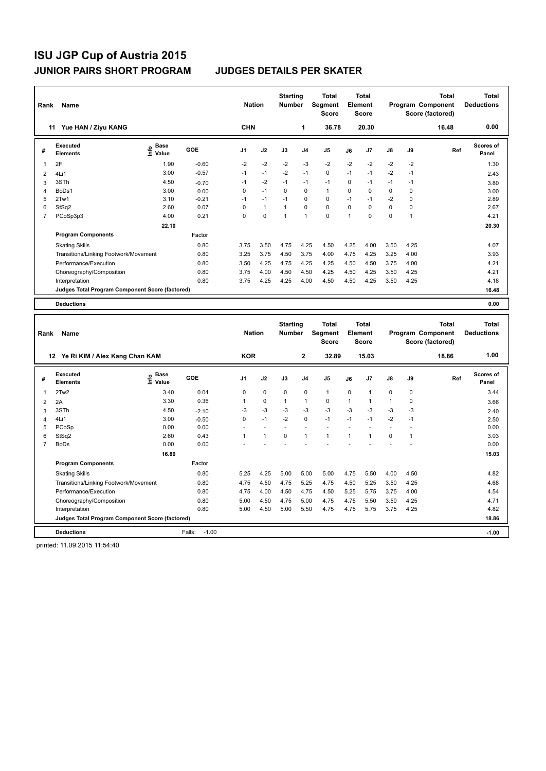# ISU JGP Cup of Austria 2015

## JUNIOR PAIRS SHORT PROGRAM — JUDGES DETAILS PER SKATER

| Rank | Name | Nation | Starting Number | Total Segment Score | Total Element Score | Total Program Component Score (factored) | Total Deductions |
|---|---|---|---|---|---|---|---|
| 11 | Yue HAN / Ziyu KANG | CHN | 1 | 36.78 | 20.30 | 16.48 | 0.00 |

| # | Executed Elements | Info | Base Value | GOE | J1 | J2 | J3 | J4 | J5 | J6 | J7 | J8 | J9 | Ref | Scores of Panel |
|---|---|---|---|---|---|---|---|---|---|---|---|---|---|---|---|
| 1 | 2F | | 1.90 | -0.60 | -2 | -2 | -2 | -3 | -2 | -2 | -2 | -2 | -2 | | 1.30 |
| 2 | 4Li1 | | 3.00 | -0.57 | -1 | -1 | -2 | -1 | 0 | -1 | -1 | -2 | -1 | | 2.43 |
| 3 | 3STh | | 4.50 | -0.70 | -1 | -2 | -1 | -1 | -1 | 0 | -1 | -1 | -1 | | 3.80 |
| 4 | BoDs1 | | 3.00 | 0.00 | 0 | -1 | 0 | 0 | 1 | 0 | 0 | 0 | 0 | | 3.00 |
| 5 | 2Tw1 | | 3.10 | -0.21 | -1 | -1 | -1 | 0 | 0 | -1 | -1 | -2 | 0 | | 2.89 |
| 6 | StSq2 | | 2.60 | 0.07 | 0 | 1 | 1 | 0 | 0 | 0 | 0 | 0 | 0 | | 2.67 |
| 7 | PCoSp3p3 | | 4.00 | 0.21 | 0 | 0 | 1 | 1 | 0 | 1 | 0 | 0 | 1 | | 4.21 |
| | | | 22.10 | | | | | | | | | | | | 20.30 |

| Program Components | Factor | J1 | J2 | J3 | J4 | J5 | J6 | J7 | J8 | J9 | Scores of Panel |
|---|---|---|---|---|---|---|---|---|---|---|---|
| Skating Skills | 0.80 | 3.75 | 3.50 | 4.75 | 4.25 | 4.50 | 4.25 | 4.00 | 3.50 | 4.25 | 4.07 |
| Transitions/Linking Footwork/Movement | 0.80 | 3.25 | 3.75 | 4.50 | 3.75 | 4.00 | 4.75 | 4.25 | 3.25 | 4.00 | 3.93 |
| Performance/Execution | 0.80 | 3.50 | 4.25 | 4.75 | 4.25 | 4.25 | 4.50 | 4.50 | 3.75 | 4.00 | 4.21 |
| Choreography/Composition | 0.80 | 3.75 | 4.00 | 4.50 | 4.50 | 4.25 | 4.50 | 4.25 | 3.50 | 4.25 | 4.21 |
| Interpretation | 0.80 | 3.75 | 4.25 | 4.25 | 4.00 | 4.50 | 4.50 | 4.25 | 3.50 | 4.25 | 4.18 |
| Judges Total Program Component Score (factored) | | | | | | | | | | | 16.48 |

**Deductions** 0.00

| Rank | Name | Nation | Starting Number | Total Segment Score | Total Element Score | Total Program Component Score (factored) | Total Deductions |
|---|---|---|---|---|---|---|---|
| 12 | Ye Ri KIM / Alex Kang Chan KAM | KOR | 2 | 32.89 | 15.03 | 18.86 | 1.00 |

| # | Executed Elements | Info | Base Value | GOE | J1 | J2 | J3 | J4 | J5 | J6 | J7 | J8 | J9 | Ref | Scores of Panel |
|---|---|---|---|---|---|---|---|---|---|---|---|---|---|---|---|
| 1 | 2Tw2 | | 3.40 | 0.04 | 0 | 0 | 0 | 0 | 1 | 0 | 1 | 0 | 0 | | 3.44 |
| 2 | 2A | | 3.30 | 0.36 | 1 | 0 | 1 | 1 | 0 | 1 | 1 | 1 | 0 | | 3.66 |
| 3 | 3STh | | 4.50 | -2.10 | -3 | -3 | -3 | -3 | -3 | -3 | -3 | -3 | -3 | | 2.40 |
| 4 | 4Li1 | | 3.00 | -0.50 | 0 | -1 | -2 | 0 | -1 | -1 | -1 | -2 | -1 | | 2.50 |
| 5 | PCoSp | | 0.00 | 0.00 | - | - | - | - | - | - | - | - | - | | 0.00 |
| 6 | StSq2 | | 2.60 | 0.43 | 1 | 1 | 0 | 1 | 1 | 1 | 1 | 0 | 1 | | 3.03 |
| 7 | BoDs | | 0.00 | 0.00 | - | - | - | - | - | - | - | - | - | | 0.00 |
| | | | 16.80 | | | | | | | | | | | | 15.03 |

| Program Components | Factor | J1 | J2 | J3 | J4 | J5 | J6 | J7 | J8 | J9 | Scores of Panel |
|---|---|---|---|---|---|---|---|---|---|---|---|
| Skating Skills | 0.80 | 5.25 | 4.25 | 5.00 | 5.00 | 5.00 | 4.75 | 5.50 | 4.00 | 4.50 | 4.82 |
| Transitions/Linking Footwork/Movement | 0.80 | 4.75 | 4.50 | 4.75 | 5.25 | 4.75 | 4.50 | 5.25 | 3.50 | 4.25 | 4.68 |
| Performance/Execution | 0.80 | 4.75 | 4.00 | 4.50 | 4.75 | 4.50 | 5.25 | 5.75 | 3.75 | 4.00 | 4.54 |
| Choreography/Composition | 0.80 | 5.00 | 4.50 | 4.75 | 5.00 | 4.75 | 4.75 | 5.50 | 3.50 | 4.25 | 4.71 |
| Interpretation | 0.80 | 5.00 | 4.50 | 5.00 | 5.50 | 4.75 | 4.75 | 5.75 | 3.75 | 4.25 | 4.82 |
| Judges Total Program Component Score (factored) | | | | | | | | | | | 18.86 |

**Deductions** Falls: -1.00 — **-1.00**

printed: 11.09.2015 11:54:40